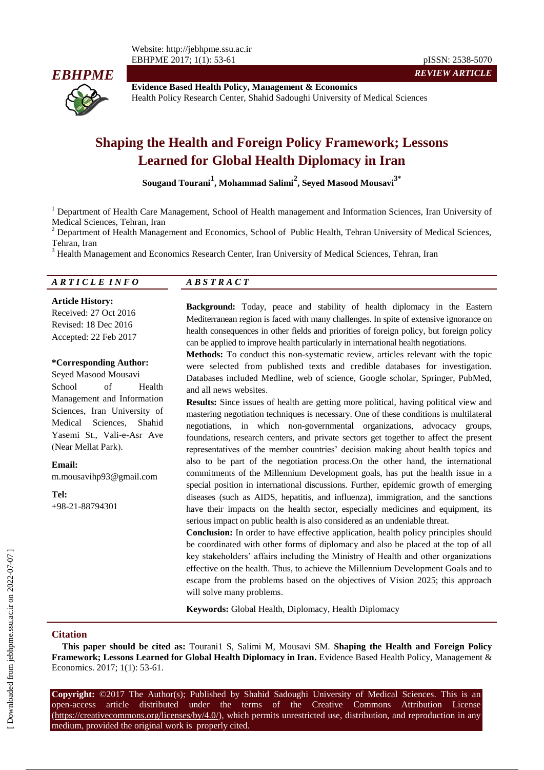**Evidence Based Health Policy, Management & Economics**
Health Policy Research Center, Shahid Sadoughi University of Medical Sciences

*REVIEW ARTICLE*

# Shaping the Health and Foreign Policy Framework; Lessons Learned for Global Health Diplomacy in Iran

**Sougand Tourani[1], Mohammad Salimi[2], Seyed Masood Mousavi[3*]**

[1] Department of Health Care Management, School of Health management and Information Sciences, Iran University of Medical Sciences, Tehran, Iran
[2] Department of Health Management and Economics, School of Public Health, Tehran University of Medical Sciences, Tehran, Iran
[3] Health Management and Economics Research Center, Iran University of Medical Sciences, Tehran, Iran

## ARTICLE INFO

**Article History:**
Received: 27 Oct 2016
Revised: 18 Dec 2016
Accepted: 22 Feb 2017

**\*Corresponding Author:**
Seyed Masood Mousavi
School of Health Management and Information Sciences, Iran University of Medical Sciences, Shahid Yasemi St., Vali-e-Asr Ave (Near Mellat Park).

**Email:**
m.mousavihp93@gmail.com

**Tel:**
+98-21-88794301

## ABSTRACT

**Background:** Today, peace and stability of health diplomacy in the Eastern Mediterranean region is faced with many challenges. In spite of extensive ignorance on health consequences in other fields and priorities of foreign policy, but foreign policy can be applied to improve health particularly in international health negotiations.

**Methods:** To conduct this non-systematic review, articles relevant with the topic were selected from published texts and credible databases for investigation. Databases included Medline, web of science, Google scholar, Springer, PubMed, and all news websites.

**Results:** Since issues of health are getting more political, having political view and mastering negotiation techniques is necessary. One of these conditions is multilateral negotiations, in which non-governmental organizations, advocacy groups, foundations, research centers, and private sectors get together to affect the present representatives of the member countries' decision making about health topics and also to be part of the negotiation process.On the other hand, the international commitments of the Millennium Development goals, has put the health issue in a special position in international discussions. Further, epidemic growth of emerging diseases (such as AIDS, hepatitis, and influenza), immigration, and the sanctions have their impacts on the health sector, especially medicines and equipment, its serious impact on public health is also considered as an undeniable threat.

**Conclusion:** In order to have effective application, health policy principles should be coordinated with other forms of diplomacy and also be placed at the top of all key stakeholders' affairs including the Ministry of Health and other organizations effective on the health. Thus, to achieve the Millennium Development Goals and to escape from the problems based on the objectives of Vision 2025; this approach will solve many problems.

**Keywords:** Global Health, Diplomacy, Health Diplomacy

## Citation

**This paper should be cited as:** Tourani1 S, Salimi M, Mousavi SM. **Shaping the Health and Foreign Policy Framework; Lessons Learned for Global Health Diplomacy in Iran.** Evidence Based Health Policy, Management & Economics. 2017; 1(1): 53-61.

**Copyright:** ©2017 The Author(s); Published by Shahid Sadoughi University of Medical Sciences. This is an open-access article distributed under the terms of the Creative Commons Attribution License (https://creativecommons.org/licenses/by/4.0/), which permits unrestricted use, distribution, and reproduction in any medium, provided the original work is properly cited.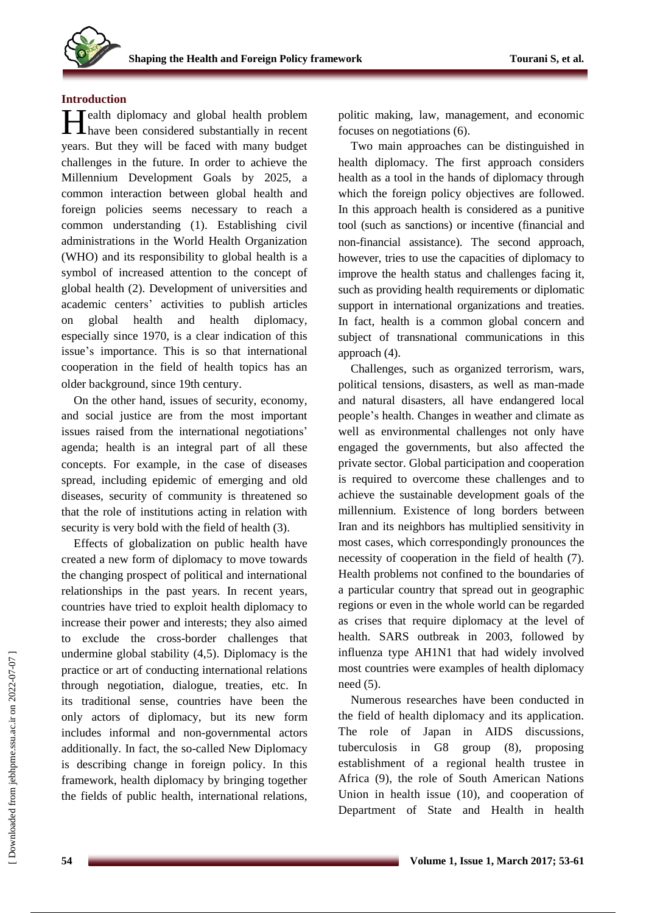## Introduction

Health diplomacy and global health problem have been considered substantially in recent years. But they will be faced with many budget challenges in the future. In order to achieve the Millennium Development Goals by 2025, a common interaction between global health and foreign policies seems necessary to reach a common understanding (1). Establishing civil administrations in the World Health Organization (WHO) and its responsibility to global health is a symbol of increased attention to the concept of global health (2). Development of universities and academic centers' activities to publish articles on global health and health diplomacy, especially since 1970, is a clear indication of this issue's importance. This is so that international cooperation in the field of health topics has an older background, since 19th century.

On the other hand, issues of security, economy, and social justice are from the most important issues raised from the international negotiations' agenda; health is an integral part of all these concepts. For example, in the case of diseases spread, including epidemic of emerging and old diseases, security of community is threatened so that the role of institutions acting in relation with security is very bold with the field of health (3).

Effects of globalization on public health have created a new form of diplomacy to move towards the changing prospect of political and international relationships in the past years. In recent years, countries have tried to exploit health diplomacy to increase their power and interests; they also aimed to exclude the cross-border challenges that undermine global stability (4,5). Diplomacy is the practice or art of conducting international relations through negotiation, dialogue, treaties, etc. In its traditional sense, countries have been the only actors of diplomacy, but its new form includes informal and non-governmental actors additionally. In fact, the so-called New Diplomacy is describing change in foreign policy. In this framework, health diplomacy by bringing together the fields of public health, international relations, politic making, law, management, and economic focuses on negotiations (6).

Two main approaches can be distinguished in health diplomacy. The first approach considers health as a tool in the hands of diplomacy through which the foreign policy objectives are followed. In this approach health is considered as a punitive tool (such as sanctions) or incentive (financial and non-financial assistance). The second approach, however, tries to use the capacities of diplomacy to improve the health status and challenges facing it, such as providing health requirements or diplomatic support in international organizations and treaties. In fact, health is a common global concern and subject of transnational communications in this approach (4).

Challenges, such as organized terrorism, wars, political tensions, disasters, as well as man-made and natural disasters, all have endangered local people's health. Changes in weather and climate as well as environmental challenges not only have engaged the governments, but also affected the private sector. Global participation and cooperation is required to overcome these challenges and to achieve the sustainable development goals of the millennium. Existence of long borders between Iran and its neighbors has multiplied sensitivity in most cases, which correspondingly pronounces the necessity of cooperation in the field of health (7). Health problems not confined to the boundaries of a particular country that spread out in geographic regions or even in the whole world can be regarded as crises that require diplomacy at the level of health. SARS outbreak in 2003, followed by influenza type AH1N1 that had widely involved most countries were examples of health diplomacy need (5).

Numerous researches have been conducted in the field of health diplomacy and its application. The role of Japan in AIDS discussions, tuberculosis in G8 group (8), proposing establishment of a regional health trustee in Africa (9), the role of South American Nations Union in health issue (10), and cooperation of Department of State and Health in health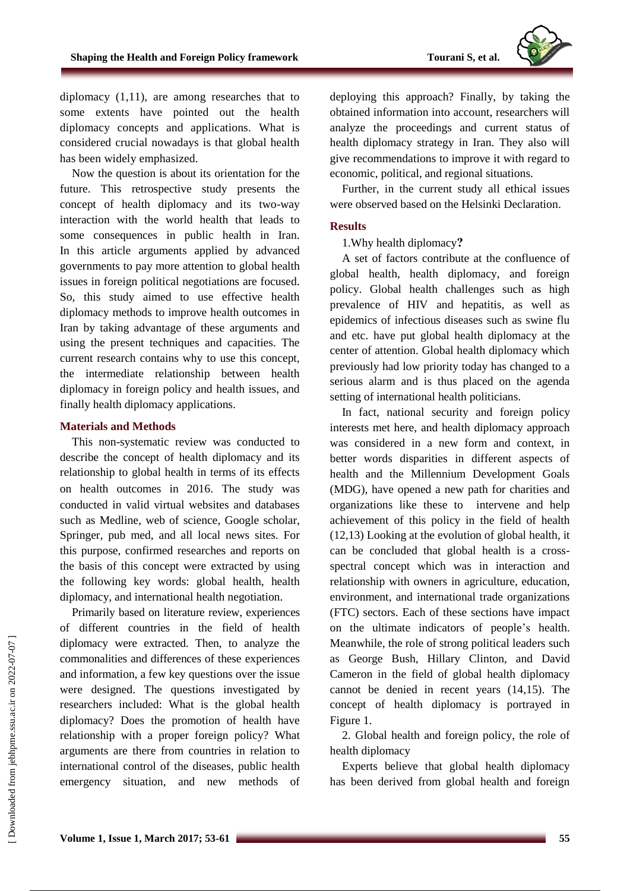diplomacy (1,11), are among researches that to some extents have pointed out the health diplomacy concepts and applications. What is considered crucial nowadays is that global health has been widely emphasized.

Now the question is about its orientation for the future. This retrospective study presents the concept of health diplomacy and its two-way interaction with the world health that leads to some consequences in public health in Iran. In this article arguments applied by advanced governments to pay more attention to global health issues in foreign political negotiations are focused. So, this study aimed to use effective health diplomacy methods to improve health outcomes in Iran by taking advantage of these arguments and using the present techniques and capacities. The current research contains why to use this concept, the intermediate relationship between health diplomacy in foreign policy and health issues, and finally health diplomacy applications.

## Materials and Methods

This non-systematic review was conducted to describe the concept of health diplomacy and its relationship to global health in terms of its effects on health outcomes in 2016. The study was conducted in valid virtual websites and databases such as Medline, web of science, Google scholar, Springer, pub med, and all local news sites. For this purpose, confirmed researches and reports on the basis of this concept were extracted by using the following key words: global health, health diplomacy, and international health negotiation.

Primarily based on literature review, experiences of different countries in the field of health diplomacy were extracted. Then, to analyze the commonalities and differences of these experiences and information, a few key questions over the issue were designed. The questions investigated by researchers included: What is the global health diplomacy? Does the promotion of health have relationship with a proper foreign policy? What arguments are there from countries in relation to international control of the diseases, public health emergency situation, and new methods of deploying this approach? Finally, by taking the obtained information into account, researchers will analyze the proceedings and current status of health diplomacy strategy in Iran. They also will give recommendations to improve it with regard to economic, political, and regional situations.

Further, in the current study all ethical issues were observed based on the Helsinki Declaration.

## Results

1.Why health diplomacy**?**

A set of factors contribute at the confluence of global health, health diplomacy, and foreign policy. Global health challenges such as high prevalence of HIV and hepatitis, as well as epidemics of infectious diseases such as swine flu and etc. have put global health diplomacy at the center of attention. Global health diplomacy which previously had low priority today has changed to a serious alarm and is thus placed on the agenda setting of international health politicians.

In fact, national security and foreign policy interests met here, and health diplomacy approach was considered in a new form and context, in better words disparities in different aspects of health and the Millennium Development Goals (MDG), have opened a new path for charities and organizations like these to intervene and help achievement of this policy in the field of health (12,13) Looking at the evolution of global health, it can be concluded that global health is a cross-spectral concept which was in interaction and relationship with owners in agriculture, education, environment, and international trade organizations (FTC) sectors. Each of these sections have impact on the ultimate indicators of people's health. Meanwhile, the role of strong political leaders such as George Bush, Hillary Clinton, and David Cameron in the field of global health diplomacy cannot be denied in recent years (14,15). The concept of health diplomacy is portrayed in Figure 1.

2. Global health and foreign policy, the role of health diplomacy

Experts believe that global health diplomacy has been derived from global health and foreign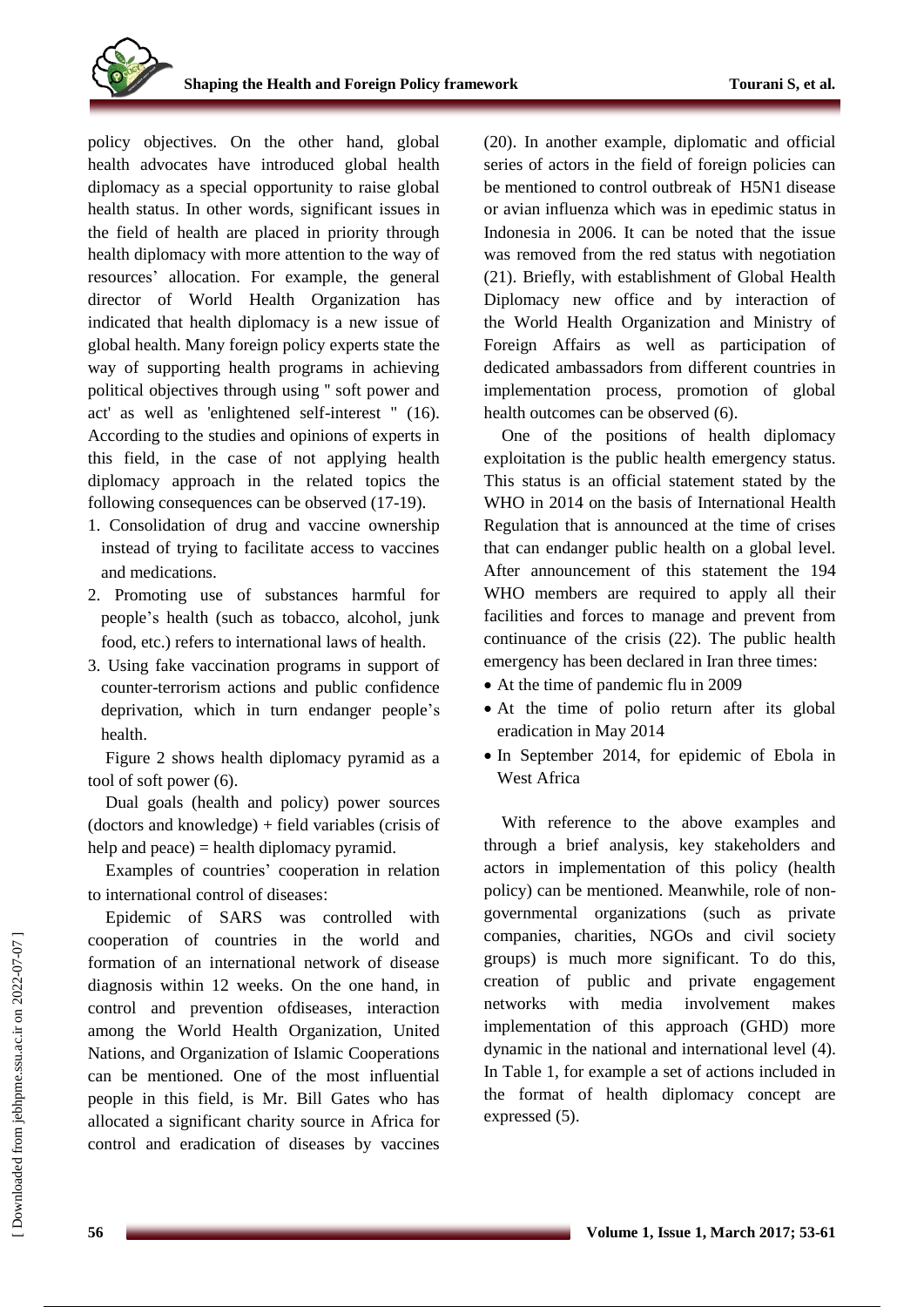policy objectives. On the other hand, global health advocates have introduced global health diplomacy as a special opportunity to raise global health status. In other words, significant issues in the field of health are placed in priority through health diplomacy with more attention to the way of resources' allocation. For example, the general director of World Health Organization has indicated that health diplomacy is a new issue of global health. Many foreign policy experts state the way of supporting health programs in achieving political objectives through using " soft power and act' as well as 'enlightened self-interest " (16). According to the studies and opinions of experts in this field, in the case of not applying health diplomacy approach in the related topics the following consequences can be observed (17-19).

1. Consolidation of drug and vaccine ownership instead of trying to facilitate access to vaccines and medications.
2. Promoting use of substances harmful for people's health (such as tobacco, alcohol, junk food, etc.) refers to international laws of health.
3. Using fake vaccination programs in support of counter-terrorism actions and public confidence deprivation, which in turn endanger people's health.

Figure 2 shows health diplomacy pyramid as a tool of soft power (6).

Dual goals (health and policy) power sources (doctors and knowledge) + field variables (crisis of help and peace) = health diplomacy pyramid.

Examples of countries' cooperation in relation to international control of diseases:

Epidemic of SARS was controlled with cooperation of countries in the world and formation of an international network of disease diagnosis within 12 weeks. On the one hand, in control and prevention ofdiseases, interaction among the World Health Organization, United Nations, and Organization of Islamic Cooperations can be mentioned. One of the most influential people in this field, is Mr. Bill Gates who has allocated a significant charity source in Africa for control and eradication of diseases by vaccines (20). In another example, diplomatic and official series of actors in the field of foreign policies can be mentioned to control outbreak of H5N1 disease or avian influenza which was in epedimic status in Indonesia in 2006. It can be noted that the issue was removed from the red status with negotiation (21). Briefly, with establishment of Global Health Diplomacy new office and by interaction of the World Health Organization and Ministry of Foreign Affairs as well as participation of dedicated ambassadors from different countries in implementation process, promotion of global health outcomes can be observed (6).

One of the positions of health diplomacy exploitation is the public health emergency status. This status is an official statement stated by the WHO in 2014 on the basis of International Health Regulation that is announced at the time of crises that can endanger public health on a global level. After announcement of this statement the 194 WHO members are required to apply all their facilities and forces to manage and prevent from continuance of the crisis (22). The public health emergency has been declared in Iran three times:

- At the time of pandemic flu in 2009
- At the time of polio return after its global eradication in May 2014
- In September 2014, for epidemic of Ebola in West Africa

With reference to the above examples and through a brief analysis, key stakeholders and actors in implementation of this policy (health policy) can be mentioned. Meanwhile, role of non-governmental organizations (such as private companies, charities, NGOs and civil society groups) is much more significant. To do this, creation of public and private engagement networks with media involvement makes implementation of this approach (GHD) more dynamic in the national and international level (4). In Table 1, for example a set of actions included in the format of health diplomacy concept are expressed (5).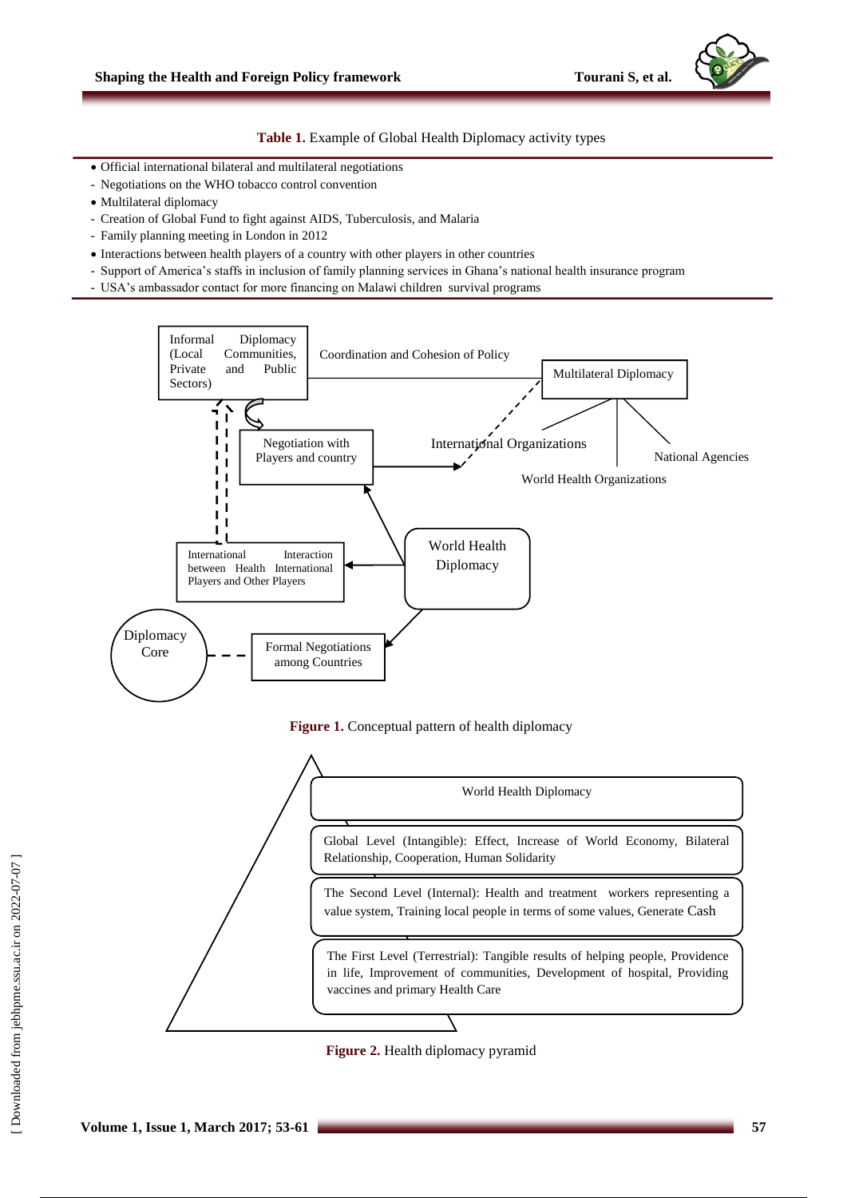**Table 1.** Example of Global Health Diplomacy activity types

- Official international bilateral and multilateral negotiations
  - Negotiations on the WHO tobacco control convention
- Multilateral diplomacy
  - Creation of Global Fund to fight against AIDS, Tuberculosis, and Malaria
  - Family planning meeting in London in 2012
- Interactions between health players of a country with other players in other countries
  - Support of America's staffs in inclusion of family planning services in Ghana's national health insurance program
  - USA's ambassador contact for more financing on Malawi children survival programs

Informal Diplomacy (Local Communities, Private and Public Sectors)

Coordination and Cohesion of Policy

Multilateral Diplomacy

Negotiation with Players and country

International Organizations

National Agencies

World Health Organizations

World Health Diplomacy

International Interaction between Health International Players and Other Players

Diplomacy Core

Formal Negotiations among Countries

**Figure 1.** Conceptual pattern of health diplomacy

World Health Diplomacy

Global Level (Intangible): Effect, Increase of World Economy, Bilateral Relationship, Cooperation, Human Solidarity

The Second Level (Internal): Health and treatment workers representing a value system, Training local people in terms of some values, Generate Cash

The First Level (Terrestrial): Tangible results of helping people, Providence in life, Improvement of communities, Development of hospital, Providing vaccines and primary Health Care

**Figure 2.** Health diplomacy pyramid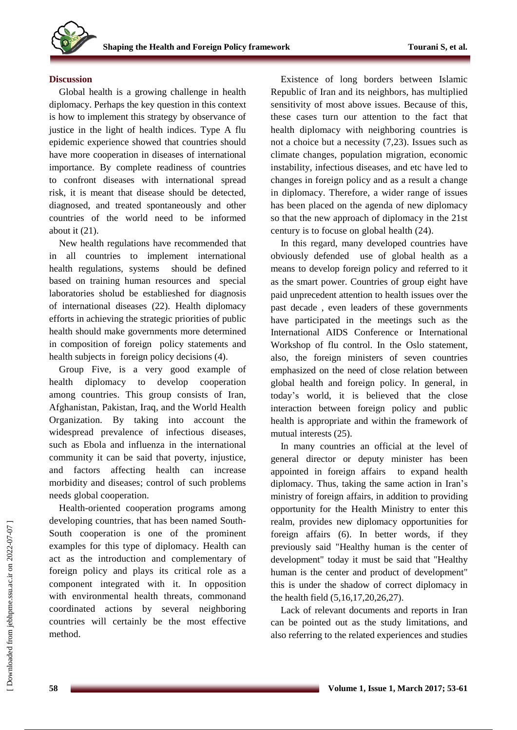## Discussion

Global health is a growing challenge in health diplomacy. Perhaps the key question in this context is how to implement this strategy by observance of justice in the light of health indices. Type A flu epidemic experience showed that countries should have more cooperation in diseases of international importance. By complete readiness of countries to confront diseases with international spread risk, it is meant that disease should be detected, diagnosed, and treated spontaneously and other countries of the world need to be informed about it (21).

New health regulations have recommended that in all countries to implement international health regulations, systems should be defined based on training human resources and special laboratories sholud be establieshed for diagnosis of international diseases (22). Health diplomacy efforts in achieving the strategic priorities of public health should make governments more determined in composition of foreign policy statements and health subjects in foreign policy decisions (4).

Group Five, is a very good example of health diplomacy to develop cooperation among countries. This group consists of Iran, Afghanistan, Pakistan, Iraq, and the World Health Organization. By taking into account the widespread prevalence of infectious diseases, such as Ebola and influenza in the international community it can be said that poverty, injustice, and factors affecting health can increase morbidity and diseases; control of such problems needs global cooperation.

Health-oriented cooperation programs among developing countries, that has been named South-South cooperation is one of the prominent examples for this type of diplomacy. Health can act as the introduction and complementary of foreign policy and plays its critical role as a component integrated with it. In opposition with environmental health threats, commonand coordinated actions by several neighboring countries will certainly be the most effective method.

Existence of long borders between Islamic Republic of Iran and its neighbors, has multiplied sensitivity of most above issues. Because of this, these cases turn our attention to the fact that health diplomacy with neighboring countries is not a choice but a necessity (7,23). Issues such as climate changes, population migration, economic instability, infectious diseases, and etc have led to changes in foreign policy and as a result a change in diplomacy. Therefore, a wider range of issues has been placed on the agenda of new diplomacy so that the new approach of diplomacy in the 21st century is to focuse on global health (24).

In this regard, many developed countries have obviously defended use of global health as a means to develop foreign policy and referred to it as the smart power. Countries of group eight have paid unprecedent attention to health issues over the past decade , even leaders of these governments have participated in the meetings such as the International AIDS Conference or International Workshop of flu control. In the Oslo statement, also, the foreign ministers of seven countries emphasized on the need of close relation between global health and foreign policy. In general, in today's world, it is believed that the close interaction between foreign policy and public health is appropriate and within the framework of mutual interests (25).

In many countries an official at the level of general director or deputy minister has been appointed in foreign affairs to expand health diplomacy. Thus, taking the same action in Iran's ministry of foreign affairs, in addition to providing opportunity for the Health Ministry to enter this realm, provides new diplomacy opportunities for foreign affairs (6). In better words, if they previously said "Healthy human is the center of development" today it must be said that "Healthy human is the center and product of development" this is under the shadow of correct diplomacy in the health field (5,16,17,20,26,27).

Lack of relevant documents and reports in Iran can be pointed out as the study limitations, and also referring to the related experiences and studies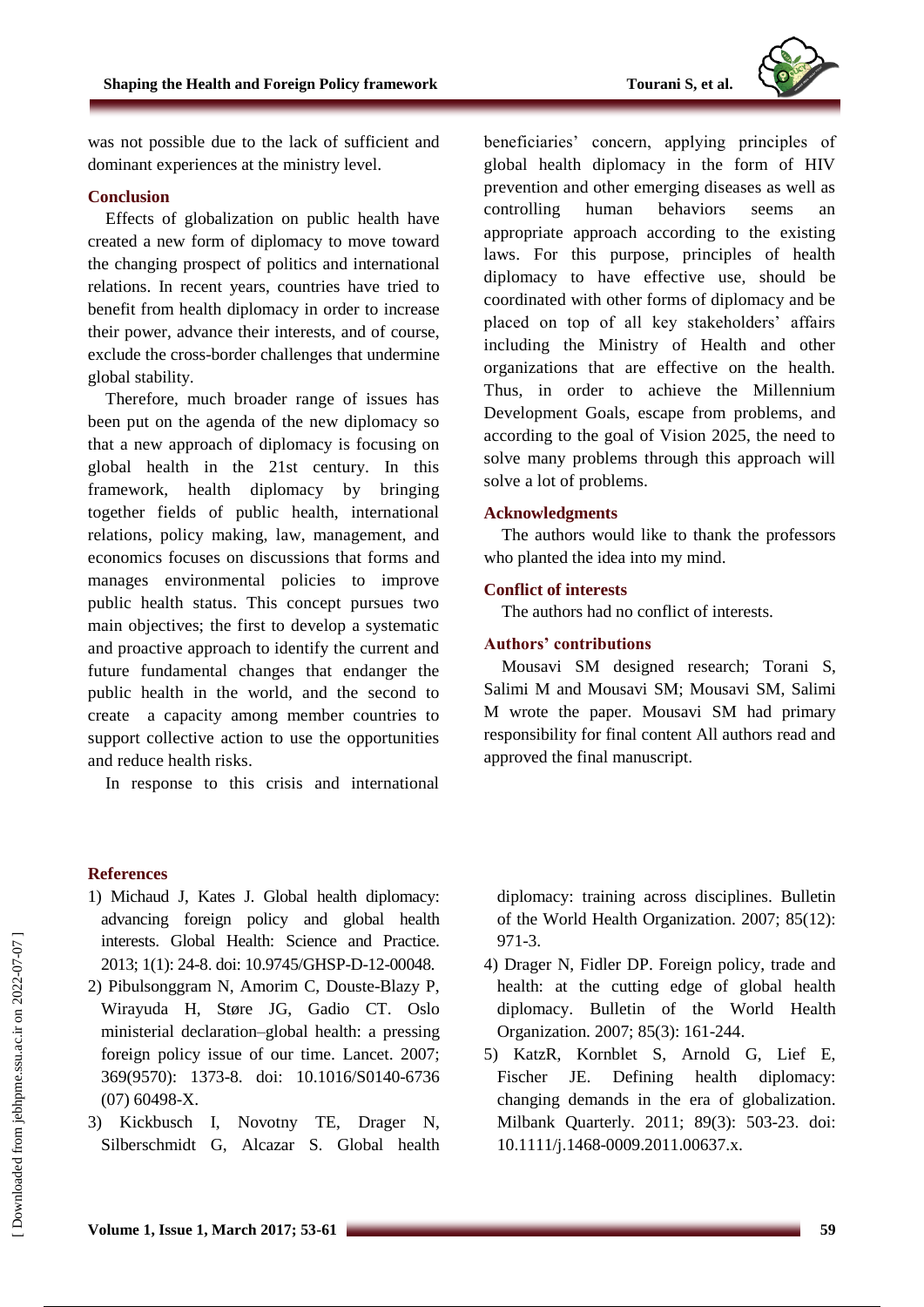was not possible due to the lack of sufficient and dominant experiences at the ministry level.

## Conclusion

Effects of globalization on public health have created a new form of diplomacy to move toward the changing prospect of politics and international relations. In recent years, countries have tried to benefit from health diplomacy in order to increase their power, advance their interests, and of course, exclude the cross-border challenges that undermine global stability.

Therefore, much broader range of issues has been put on the agenda of the new diplomacy so that a new approach of diplomacy is focusing on global health in the 21st century. In this framework, health diplomacy by bringing together fields of public health, international relations, policy making, law, management, and economics focuses on discussions that forms and manages environmental policies to improve public health status. This concept pursues two main objectives; the first to develop a systematic and proactive approach to identify the current and future fundamental changes that endanger the public health in the world, and the second to create a capacity among member countries to support collective action to use the opportunities and reduce health risks.

In response to this crisis and international beneficiaries' concern, applying principles of global health diplomacy in the form of HIV prevention and other emerging diseases as well as controlling human behaviors seems an appropriate approach according to the existing laws. For this purpose, principles of health diplomacy to have effective use, should be coordinated with other forms of diplomacy and be placed on top of all key stakeholders' affairs including the Ministry of Health and other organizations that are effective on the health. Thus, in order to achieve the Millennium Development Goals, escape from problems, and according to the goal of Vision 2025, the need to solve many problems through this approach will solve a lot of problems.

## Acknowledgments

The authors would like to thank the professors who planted the idea into my mind.

## Conflict of interests

The authors had no conflict of interests.

## Authors' contributions

Mousavi SM designed research; Torani S, Salimi M and Mousavi SM; Mousavi SM, Salimi M wrote the paper. Mousavi SM had primary responsibility for final content All authors read and approved the final manuscript.

## References

1) Michaud J, Kates J. Global health diplomacy: advancing foreign policy and global health interests. Global Health: Science and Practice. 2013; 1(1): 24-8. doi: 10.9745/GHSP-D-12-00048.
2) Pibulsonggram N, Amorim C, Douste-Blazy P, Wirayuda H, Støre JG, Gadio CT. Oslo ministerial declaration–global health: a pressing foreign policy issue of our time. Lancet. 2007; 369(9570): 1373-8. doi: 10.1016/S0140-6736 (07) 60498-X.
3) Kickbusch I, Novotny TE, Drager N, Silberschmidt G, Alcazar S. Global health diplomacy: training across disciplines. Bulletin of the World Health Organization. 2007; 85(12): 971-3.
4) Drager N, Fidler DP. Foreign policy, trade and health: at the cutting edge of global health diplomacy. Bulletin of the World Health Organization. 2007; 85(3): 161-244.
5) KatzR, Kornblet S, Arnold G, Lief E, Fischer JE. Defining health diplomacy: changing demands in the era of globalization. Milbank Quarterly. 2011; 89(3): 503-23. doi: 10.1111/j.1468-0009.2011.00637.x.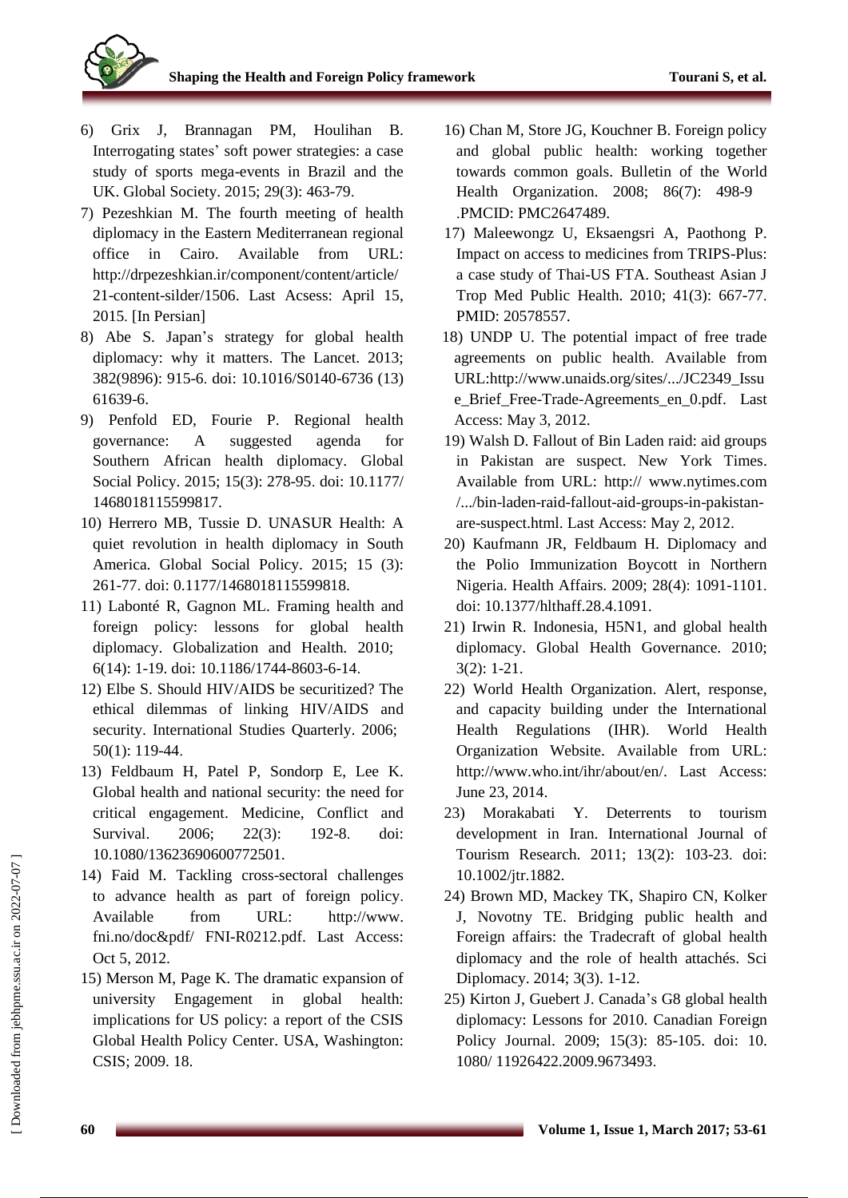6) Grix J, Brannagan PM, Houlihan B. Interrogating states' soft power strategies: a case study of sports mega-events in Brazil and the UK. Global Society. 2015; 29(3): 463-79.

7) Pezeshkian M. The fourth meeting of health diplomacy in the Eastern Mediterranean regional office in Cairo. Available from URL: http://drpezeshkian.ir/component/content/article/21-content-silder/1506. Last Acsess: April 15, 2015. [In Persian]

8) Abe S. Japan's strategy for global health diplomacy: why it matters. The Lancet. 2013; 382(9896): 915-6. doi: 10.1016/S0140-6736 (13) 61639-6.

9) Penfold ED, Fourie P. Regional health governance: A suggested agenda for Southern African health diplomacy. Global Social Policy. 2015; 15(3): 278-95. doi: 10.1177/1468018115599817.

10) Herrero MB, Tussie D. UNASUR Health: A quiet revolution in health diplomacy in South America. Global Social Policy. 2015; 15 (3): 261-77. doi: 0.1177/1468018115599818.

11) Labonté R, Gagnon ML. Framing health and foreign policy: lessons for global health diplomacy. Globalization and Health. 2010; 6(14): 1-19. doi: 10.1186/1744-8603-6-14.

12) Elbe S. Should HIV/AIDS be securitized? The ethical dilemmas of linking HIV/AIDS and security. International Studies Quarterly. 2006; 50(1): 119-44.

13) Feldbaum H, Patel P, Sondorp E, Lee K. Global health and national security: the need for critical engagement. Medicine, Conflict and Survival. 2006; 22(3): 192-8. doi: 10.1080/13623690600772501.

14) Faid M. Tackling cross-sectoral challenges to advance health as part of foreign policy. Available from URL: http://www.fni.no/doc&pdf/ FNI-R0212.pdf. Last Access: Oct 5, 2012.

15) Merson M, Page K. The dramatic expansion of university Engagement in global health: implications for US policy: a report of the CSIS Global Health Policy Center. USA, Washington: CSIS; 2009. 18.

16) Chan M, Store JG, Kouchner B. Foreign policy and global public health: working together towards common goals. Bulletin of the World Health Organization. 2008; 86(7): 498-9 .PMCID: PMC2647489.

17) Maleewongz U, Eksaengsri A, Paothong P. Impact on access to medicines from TRIPS-Plus: a case study of Thai-US FTA. Southeast Asian J Trop Med Public Health. 2010; 41(3): 667-77. PMID: 20578557.

18) UNDP U. The potential impact of free trade agreements on public health. Available from URL:http://www.unaids.org/sites/.../JC2349_Issue_Brief_Free-Trade-Agreements_en_0.pdf. Last Access: May 3, 2012.

19) Walsh D. Fallout of Bin Laden raid: aid groups in Pakistan are suspect. New York Times. Available from URL: http:// www.nytimes.com/.../bin-laden-raid-fallout-aid-groups-in-pakistan-are-suspect.html. Last Access: May 2, 2012.

20) Kaufmann JR, Feldbaum H. Diplomacy and the Polio Immunization Boycott in Northern Nigeria. Health Affairs. 2009; 28(4): 1091-1101. doi: 10.1377/hlthaff.28.4.1091.

21) Irwin R. Indonesia, H5N1, and global health diplomacy. Global Health Governance. 2010; 3(2): 1-21.

22) World Health Organization. Alert, response, and capacity building under the International Health Regulations (IHR). World Health Organization Website. Available from URL: http://www.who.int/ihr/about/en/. Last Access: June 23, 2014.

23) Morakabati Y. Deterrents to tourism development in Iran. International Journal of Tourism Research. 2011; 13(2): 103-23. doi: 10.1002/jtr.1882.

24) Brown MD, Mackey TK, Shapiro CN, Kolker J, Novotny TE. Bridging public health and Foreign affairs: the Tradecraft of global health diplomacy and the role of health attachés. Sci Diplomacy. 2014; 3(3). 1-12.

25) Kirton J, Guebert J. Canada's G8 global health diplomacy: Lessons for 2010. Canadian Foreign Policy Journal. 2009; 15(3): 85-105. doi: 10. 1080/ 11926422.2009.9673493.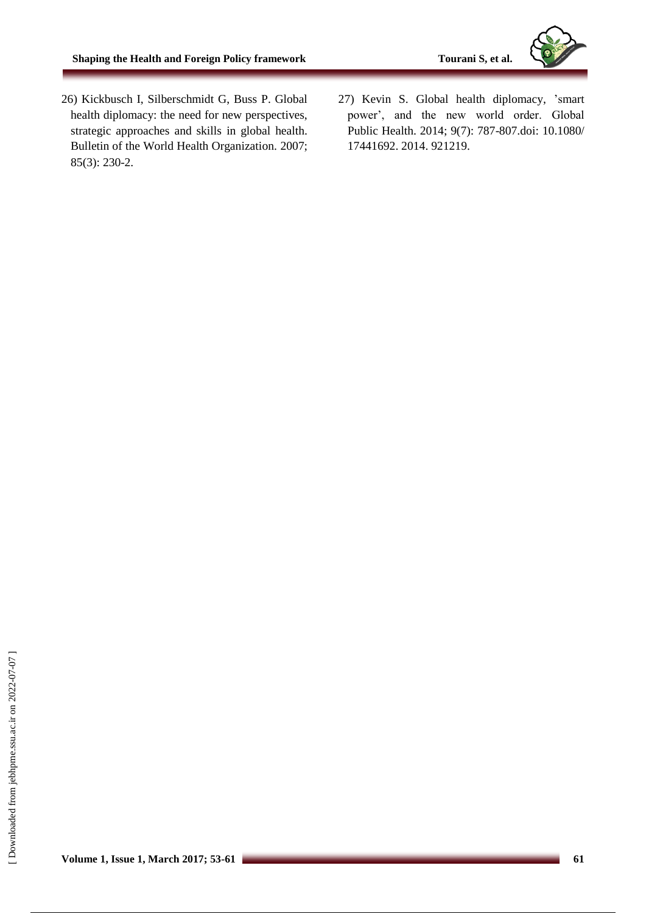26) Kickbusch I, Silberschmidt G, Buss P. Global health diplomacy: the need for new perspectives, strategic approaches and skills in global health. Bulletin of the World Health Organization. 2007; 85(3): 230-2.

27) Kevin S. Global health diplomacy, 'smart power', and the new world order. Global Public Health. 2014; 9(7): 787-807.doi: 10.1080/ 17441692. 2014. 921219.